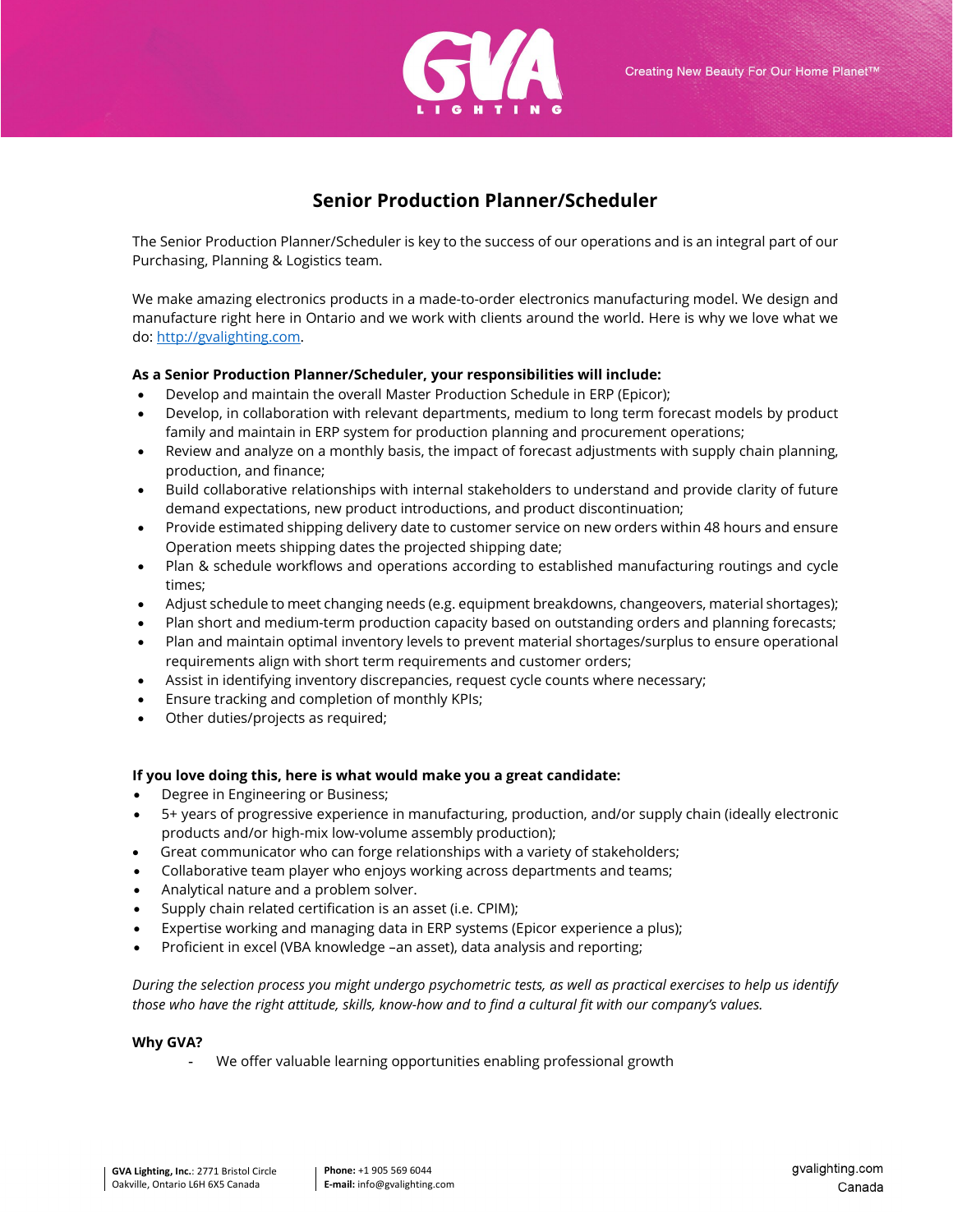# Senior Production Planner/Scheduler

The Senior Production Planner/Scheduler is key to the success of our operations and is an integral part of our Purchasing, Planning & Logistics team.

We make amazing electronics products in a made-to-order electronics manufacturing model. We design and manufacture right here in Ontario and we work with clients around the world. Here is why we love what we do: [http://gvalighting.com](http://gvalighting.com).

**As a Senior Production Planner/Scheduler, your responsibilities will include:**

- Develop and maintain the overall Master Production Schedule in ERP (Epicor);
- Develop, in collaboration with relevant departments, medium to long term forecast models by product family and maintain in ERP system for production planning and procurement operations;
- Review and analyze on a monthly basis, the impact of forecast adjustments with supply chain planning, production, and finance;
- Build collaborative relationships with internal stakeholders to understand and provide clarity of future demand expectations, new product introductions, and product discontinuation;
- Provide estimated shipping delivery date to customer service on new orders within 48 hours and ensure Operation meets shipping dates the projected shipping date;
- Plan & schedule workflows and operations according to established manufacturing routings and cycle times;
- Adjust schedule to meet changing needs (e.g. equipment breakdowns, changeovers, material shortages);
- Plan short and medium-term production capacity based on outstanding orders and planning forecasts;
- Plan and maintain optimal inventory levels to prevent material shortages/surplus to ensure operational requirements align with short term requirements and customer orders;
- Assist in identifying inventory discrepancies, request cycle counts where necessary;
- Ensure tracking and completion of monthly KPIs;
- Other duties/projects as required;

**If you love doing this, here is what would make you a great candidate:**

- Degree in Engineering or Business;
- 5+ years of progressive experience in manufacturing, production, and/or supply chain (ideally electronic products and/or high-mix low-volume assembly production);
- Great communicator who can forge relationships with a variety of stakeholders;
- Collaborative team player who enjoys working across departments and teams;
- Analytical nature and a problem solver.
- Supply chain related certification is an asset (i.e. CPIM);
- Expertise working and managing data in ERP systems (Epicor experience a plus);
- Proficient in excel (VBA knowledge –an asset), data analysis and reporting;

*During the selection process you might undergo psychometric tests, as well as practical exercises to help us identify those who have the right attitude, skills, know-how and to find a cultural fit with our company's values.*

**Why GVA?**

- We offer valuable learning opportunities enabling professional growth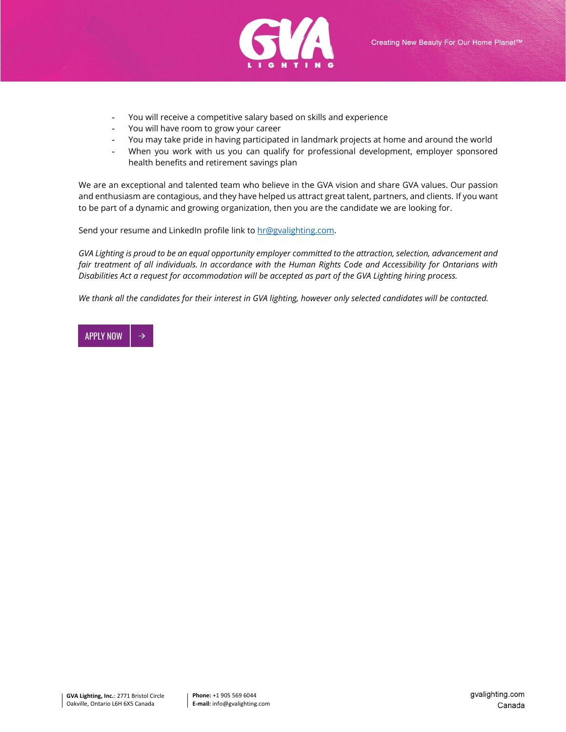- You will receive a competitive salary based on skills and experience
- You will have room to grow your career
- You may take pride in having participated in landmark projects at home and around the world
- When you work with us you can qualify for professional development, employer sponsored health benefits and retirement savings plan

We are an exceptional and talented team who believe in the GVA vision and share GVA values. Our passion and enthusiasm are contagious, and they have helped us attract great talent, partners, and clients. If you want to be part of a dynamic and growing organization, then you are the candidate we are looking for.

Send your resume and LinkedIn profile link to hr@gvalighting.com.

*GVA Lighting is proud to be an equal opportunity employer committed to the attraction, selection, advancement and fair treatment of all individuals. In accordance with the Human Rights Code and Accessibility for Ontarians with Disabilities Act a request for accommodation will be accepted as part of the GVA Lighting hiring process.*

*We thank all the candidates for their interest in GVA lighting, however only selected candidates will be contacted.*

APPLY NOW →